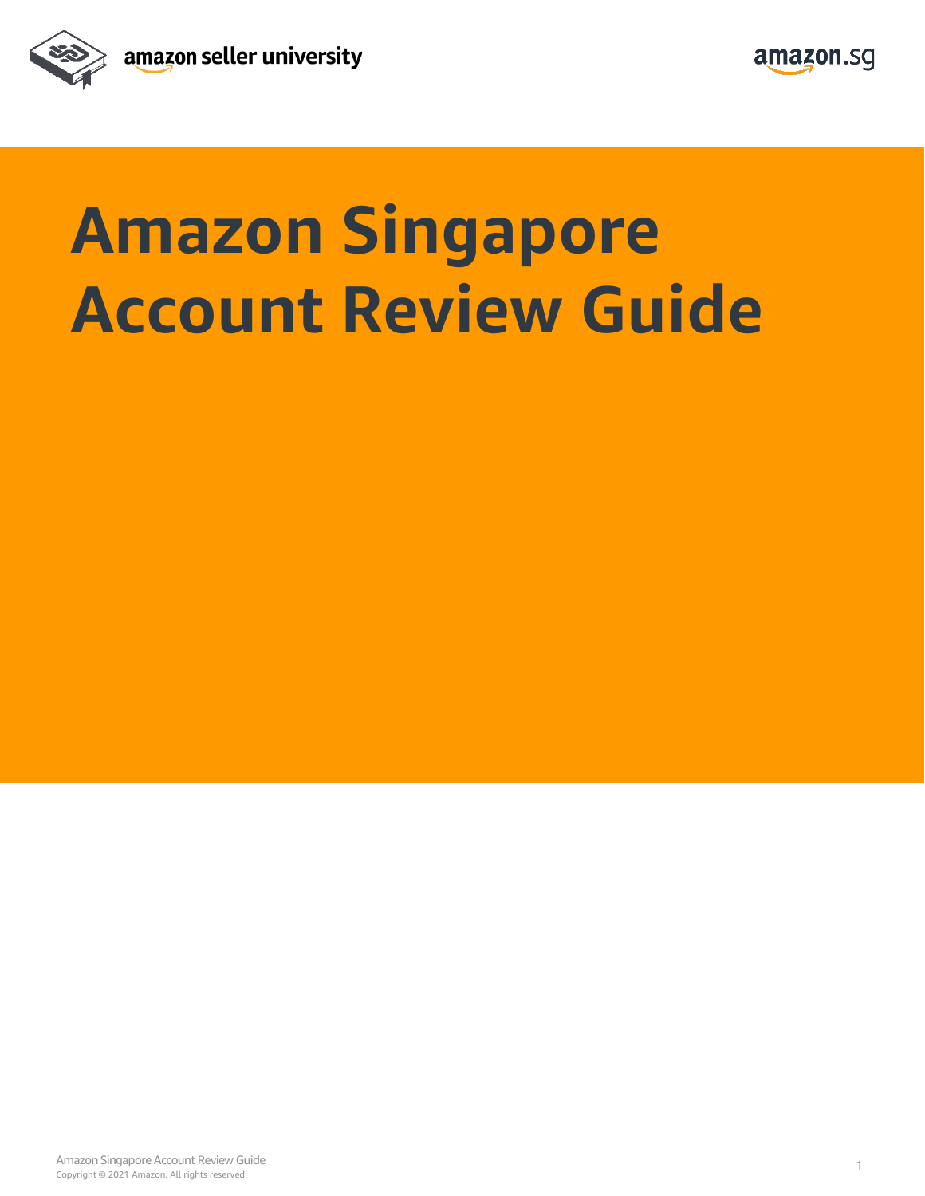amazon seller university

amazon.sg

# Amazon Singapore Account Review Guide

Copyright © 2021 Amazon. All rights reserved.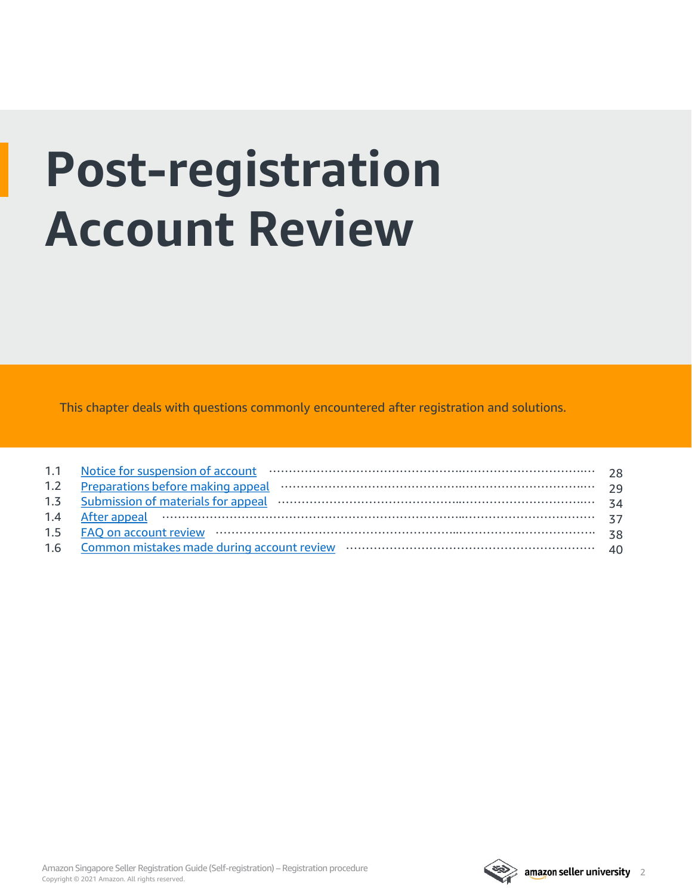# Post-registration Account Review

This chapter deals with questions commonly encountered after registration and solutions.

| | | |
|---|---|---|
| 1.1 | Notice for suspension of account | 28 |
| 1.2 | Preparations before making appeal | 29 |
| 1.3 | Submission of materials for appeal | 34 |
| 1.4 | After appeal | 37 |
| 1.5 | FAQ on account review | 38 |
| 1.6 | Common mistakes made during account review | 40 |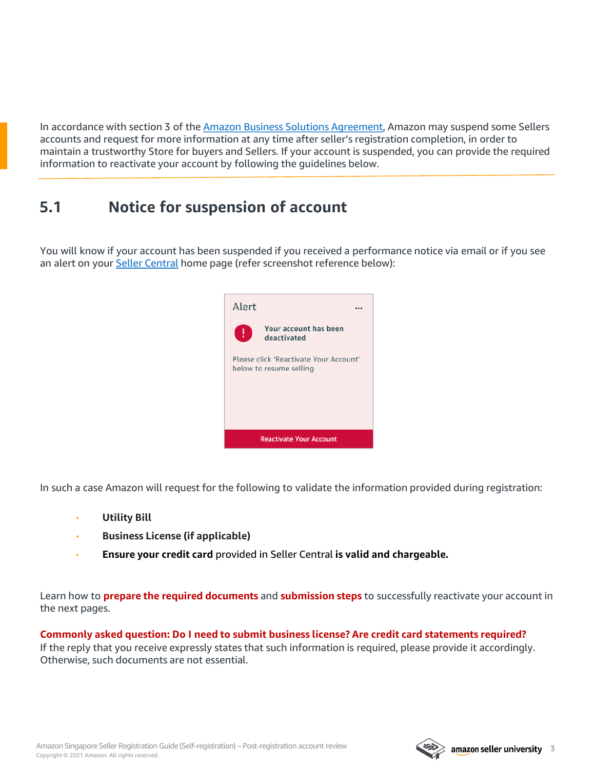In accordance with section 3 of the Amazon Business Solutions Agreement, Amazon may suspend some Sellers accounts and request for more information at any time after seller's registration completion, in order to maintain a trustworthy Store for buyers and Sellers. If your account is suspended, you can provide the required information to reactivate your account by following the guidelines below.

## 5.1 Notice for suspension of account

You will know if your account has been suspended if you received a performance notice via email or if you see an alert on your Seller Central home page (refer screenshot reference below):

In such a case Amazon will request for the following to validate the information provided during registration:

- **Utility Bill**
- **Business License (if applicable)**
- **Ensure your credit card** provided in Seller Central **is valid and chargeable.**

Learn how to **prepare the required documents** and **submission steps** to successfully reactivate your account in the next pages.

**Commonly asked question: Do I need to submit business license? Are credit card statements required?**
If the reply that you receive expressly states that such information is required, please provide it accordingly. Otherwise, such documents are not essential.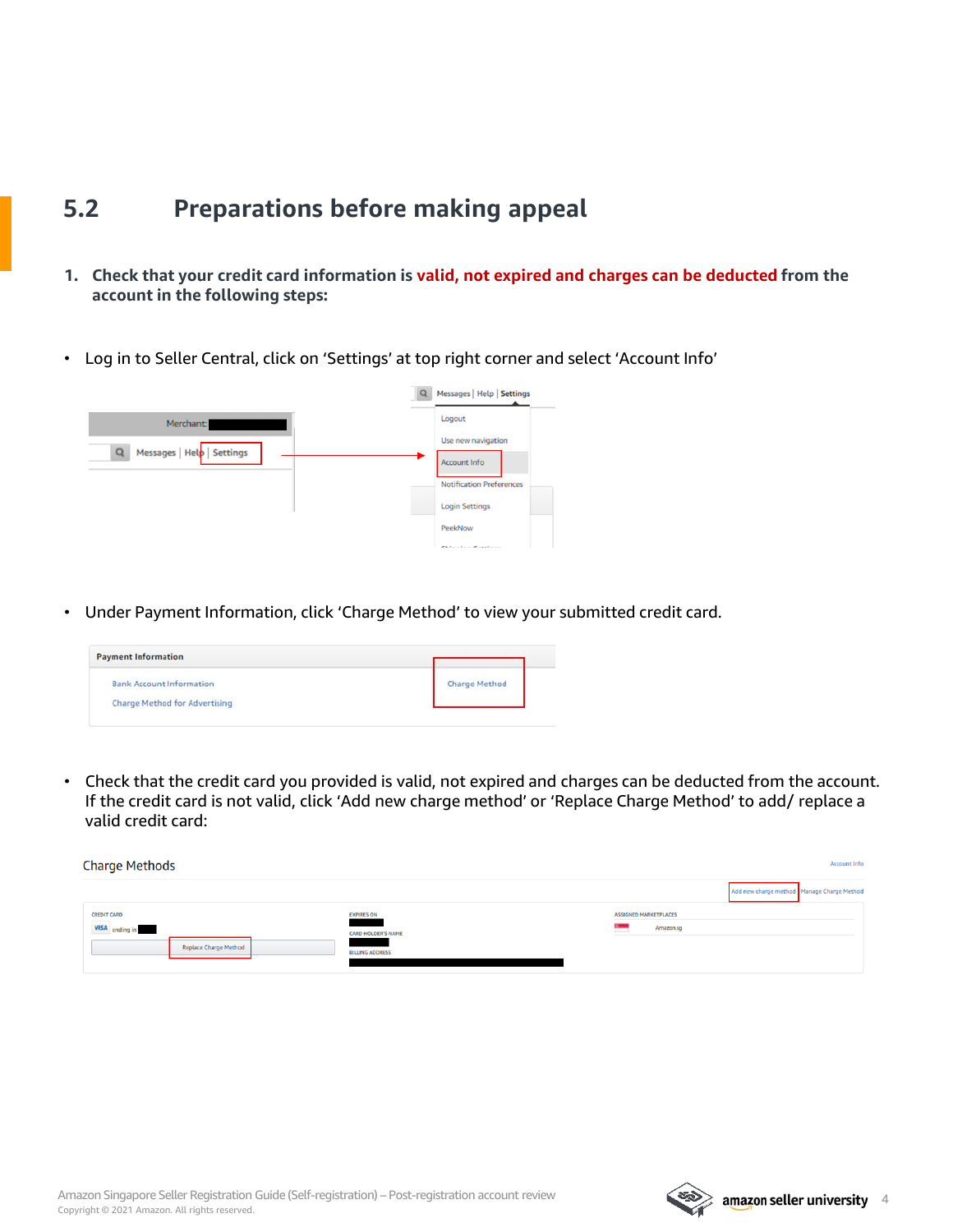## 5.2 Preparations before making appeal

1. **Check that your credit card information is valid, not expired and charges can be deducted from the account in the following steps:**

- Log in to Seller Central, click on 'Settings' at top right corner and select 'Account Info'

- Under Payment Information, click 'Charge Method' to view your submitted credit card.

- Check that the credit card you provided is valid, not expired and charges can be deducted from the account. If the credit card is not valid, click 'Add new charge method' or 'Replace Charge Method' to add/ replace a valid credit card: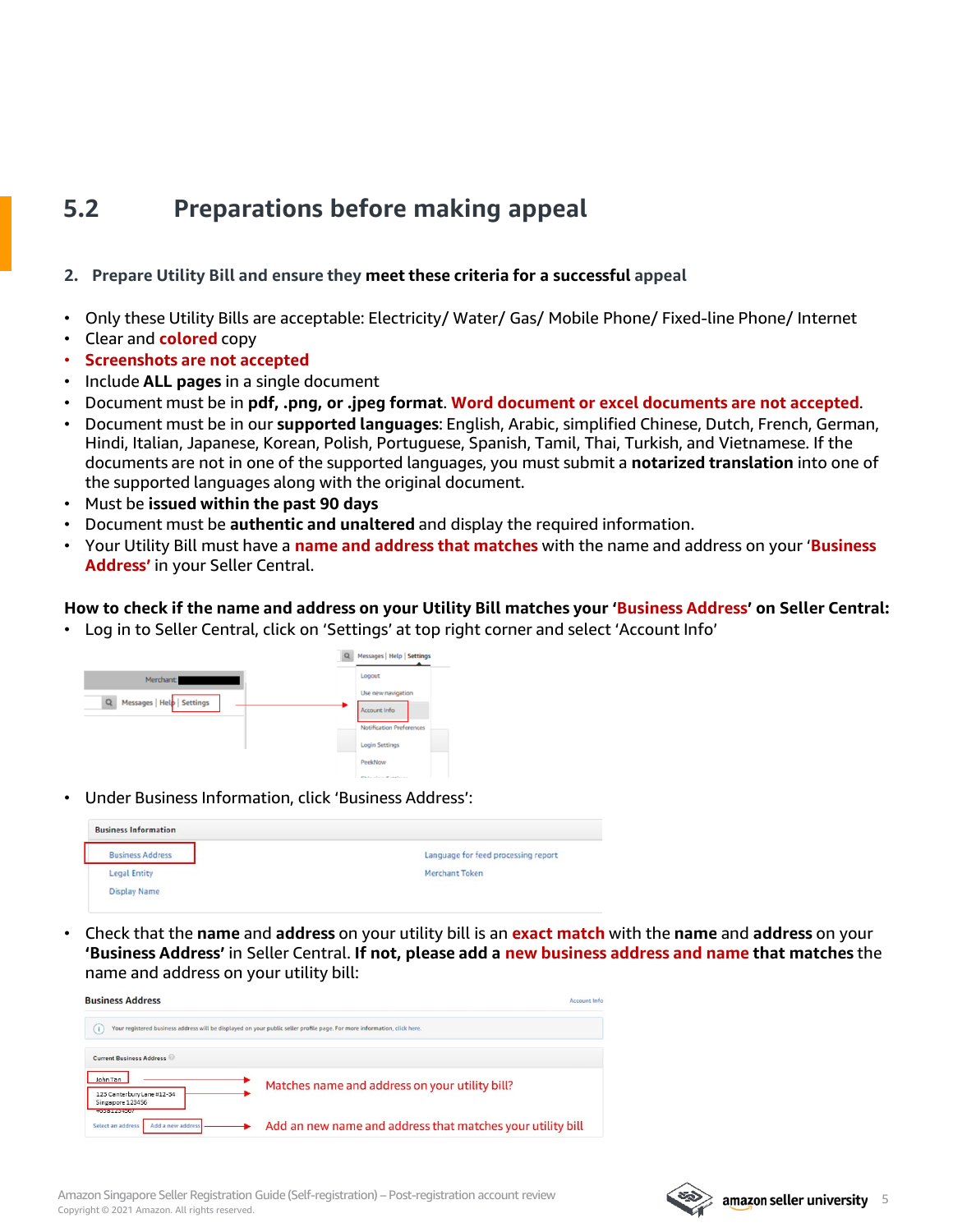## 5.2 Preparations before making appeal

**2. Prepare Utility Bill and ensure they meet these criteria for a successful appeal**

- Only these Utility Bills are acceptable: Electricity/ Water/ Gas/ Mobile Phone/ Fixed-line Phone/ Internet
- Clear and **colored** copy
- **Screenshots are not accepted**
- Include **ALL pages** in a single document
- Document must be in **pdf, .png, or .jpeg format**. **Word document or excel documents are not accepted**.
- Document must be in our **supported languages**: English, Arabic, simplified Chinese, Dutch, French, German, Hindi, Italian, Japanese, Korean, Polish, Portuguese, Spanish, Tamil, Thai, Turkish, and Vietnamese. If the documents are not in one of the supported languages, you must submit a **notarized translation** into one of the supported languages along with the original document.
- Must be **issued within the past 90 days**
- Document must be **authentic and unaltered** and display the required information.
- Your Utility Bill must have a **name and address that matches** with the name and address on your '**Business Address**' in your Seller Central.

**How to check if the name and address on your Utility Bill matches your 'Business Address' on Seller Central:**

- Log in to Seller Central, click on 'Settings' at top right corner and select 'Account Info'
- Under Business Information, click 'Business Address':
- Check that the **name** and **address** on your utility bill is an **exact match** with the **name** and **address** on your **'Business Address'** in Seller Central. **If not, please add a new business address and name that matches** the name and address on your utility bill:

Matches name and address on your utility bill?

Add an new name and address that matches your utility bill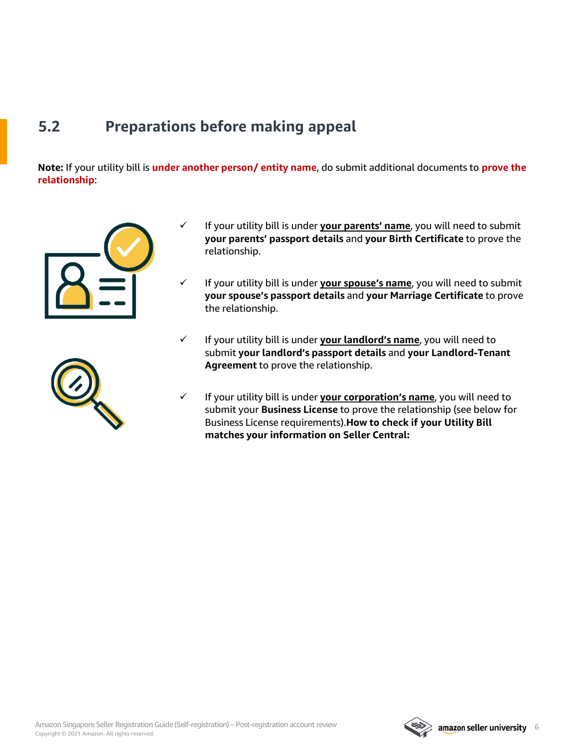## 5.2 Preparations before making appeal

**Note:** If your utility bill is **under another person/ entity name**, do submit additional documents to **prove the relationship**:

- ✓ If your utility bill is under **your parents' name**, you will need to submit **your parents' passport details** and **your Birth Certificate** to prove the relationship.
- ✓ If your utility bill is under **your spouse's name**, you will need to submit **your spouse's passport details** and **your Marriage Certificate** to prove the relationship.
- ✓ If your utility bill is under **your landlord's name**, you will need to submit **your landlord's passport details** and **your Landlord-Tenant Agreement** to prove the relationship.
- ✓ If your utility bill is under **your corporation's name**, you will need to submit your **Business License** to prove the relationship (see below for Business License requirements).**How to check if your Utility Bill matches your information on Seller Central:**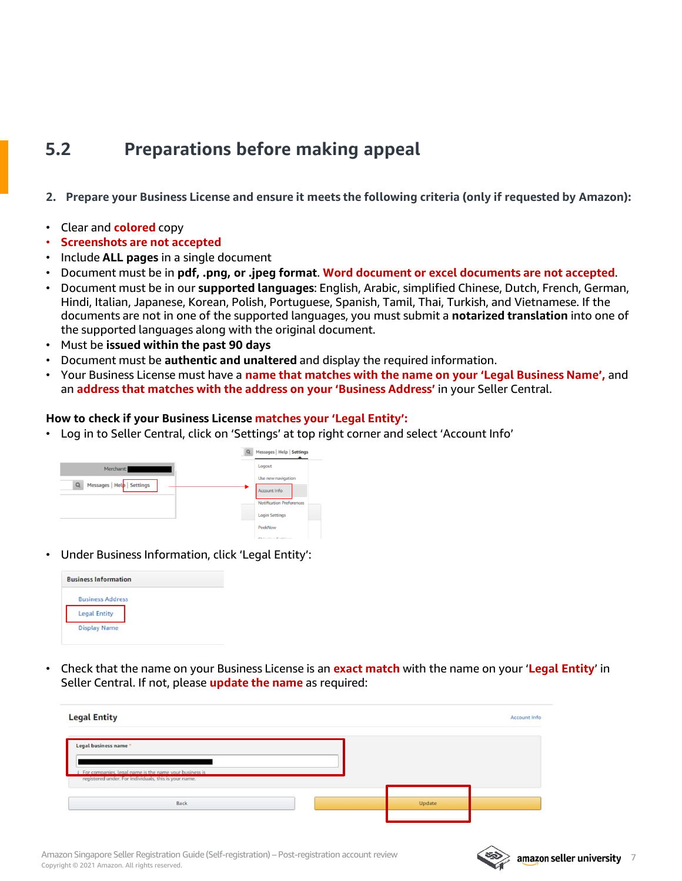## 5.2 Preparations before making appeal

**2. Prepare your Business License and ensure it meets the following criteria (only if requested by Amazon):**

- Clear and **colored** copy
- **Screenshots are not accepted**
- Include **ALL pages** in a single document
- Document must be in **pdf, .png, or .jpeg format**. **Word document or excel documents are not accepted**.
- Document must be in our **supported languages**: English, Arabic, simplified Chinese, Dutch, French, German, Hindi, Italian, Japanese, Korean, Polish, Portuguese, Spanish, Tamil, Thai, Turkish, and Vietnamese. If the documents are not in one of the supported languages, you must submit a **notarized translation** into one of the supported languages along with the original document.
- Must be **issued within the past 90 days**
- Document must be **authentic and unaltered** and display the required information.
- Your Business License must have a **name that matches with the name on your 'Legal Business Name',** and an **address that matches with the address on your 'Business Address'** in your Seller Central.

**How to check if your Business License matches your 'Legal Entity':**

- Log in to Seller Central, click on 'Settings' at top right corner and select 'Account Info'
- Under Business Information, click 'Legal Entity':
- Check that the name on your Business License is an **exact match** with the name on your '**Legal Entity**' in Seller Central. If not, please **update the name** as required: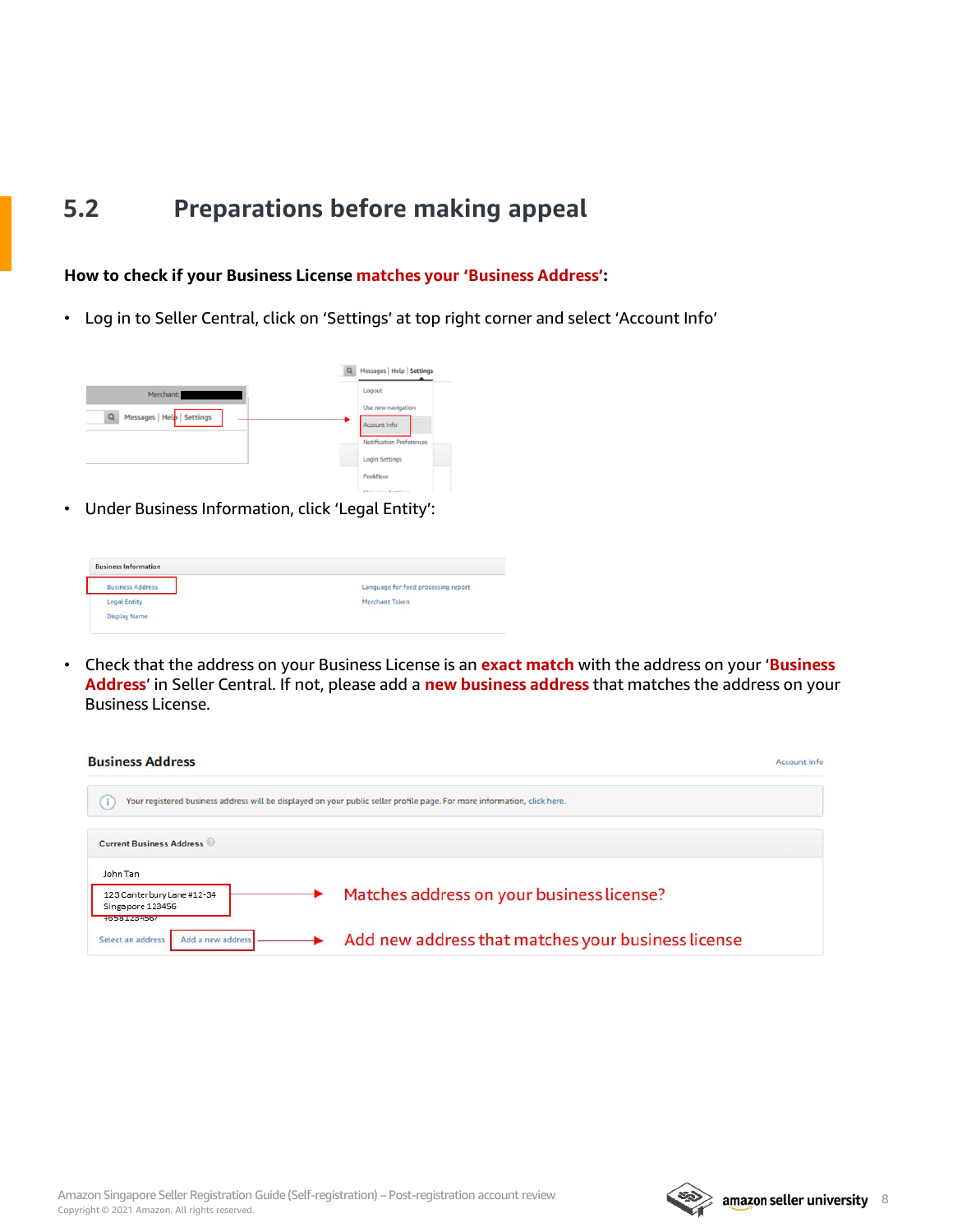## 5.2 Preparations before making appeal

**How to check if your Business License matches your 'Business Address':**

- Log in to Seller Central, click on 'Settings' at top right corner and select 'Account Info'
- Under Business Information, click 'Legal Entity':
- Check that the address on your Business License is an **exact match** with the address on your '**Business Address**' in Seller Central. If not, please add a **new business address** that matches the address on your Business License.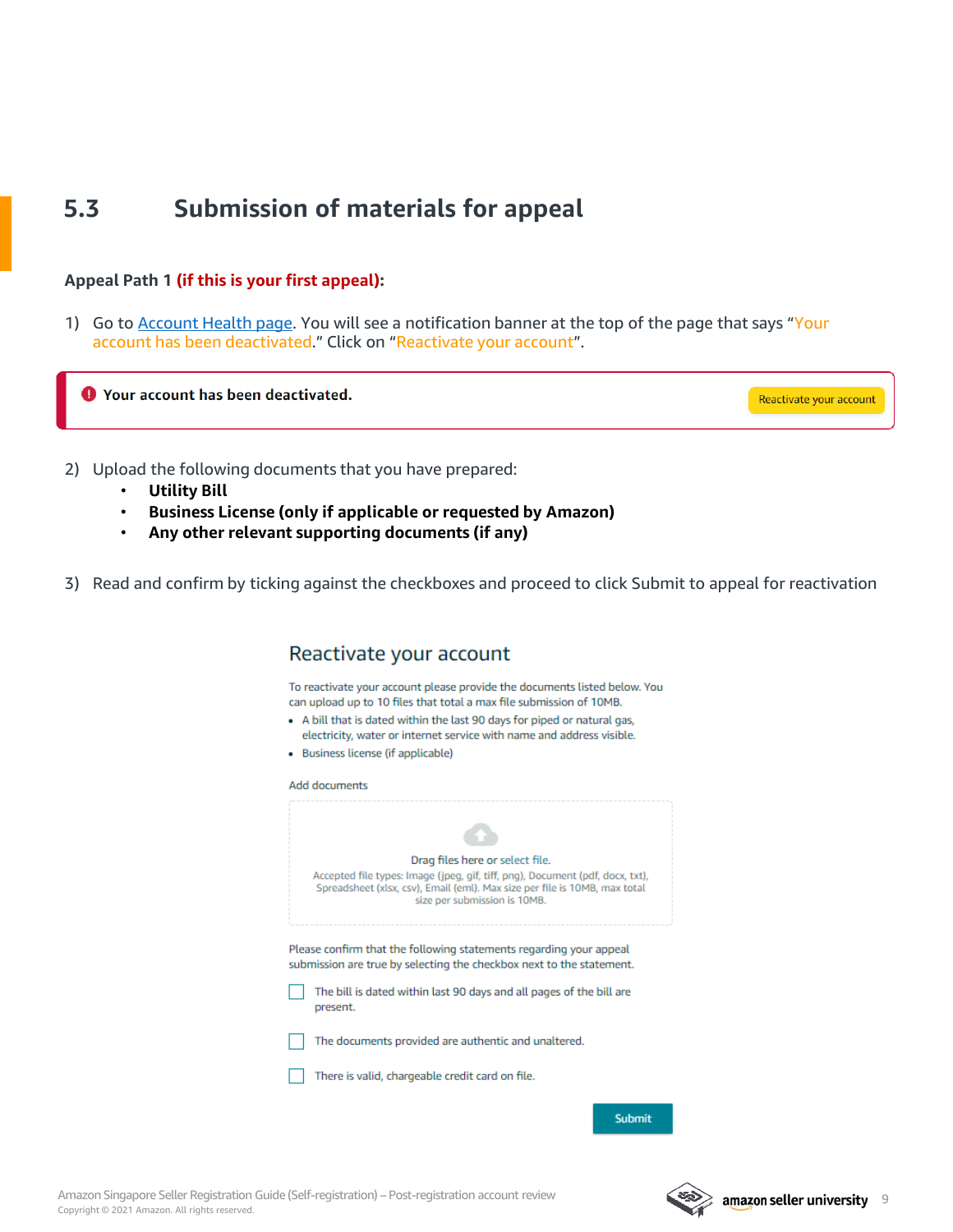## 5.3 Submission of materials for appeal

**Appeal Path 1 (if this is your first appeal):**

1) Go to [Account Health page](). You will see a notification banner at the top of the page that says "Your account has been deactivated." Click on "Reactivate your account".

> **Your account has been deactivated.** Reactivate your account

2) Upload the following documents that you have prepared:
   - **Utility Bill**
   - **Business License (only if applicable or requested by Amazon)**
   - **Any other relevant supporting documents (if any)**

3) Read and confirm by ticking against the checkboxes and proceed to click Submit to appeal for reactivation

### Reactivate your account

To reactivate your account please provide the documents listed below. You can upload up to 10 files that total a max file submission of 10MB.

- A bill that is dated within the last 90 days for piped or natural gas, electricity, water or internet service with name and address visible.
- Business license (if applicable)

Add documents

Drag files here or select file.

Accepted file types: Image (jpeg, gif, tiff, png), Document (pdf, docx, txt), Spreadsheet (xlsx, csv), Email (eml). Max size per file is 10MB, max total size per submission is 10MB.

Please confirm that the following statements regarding your appeal submission are true by selecting the checkbox next to the statement.

- [ ] The bill is dated within last 90 days and all pages of the bill are present.
- [ ] The documents provided are authentic and unaltered.
- [ ] There is valid, chargeable credit card on file.

Submit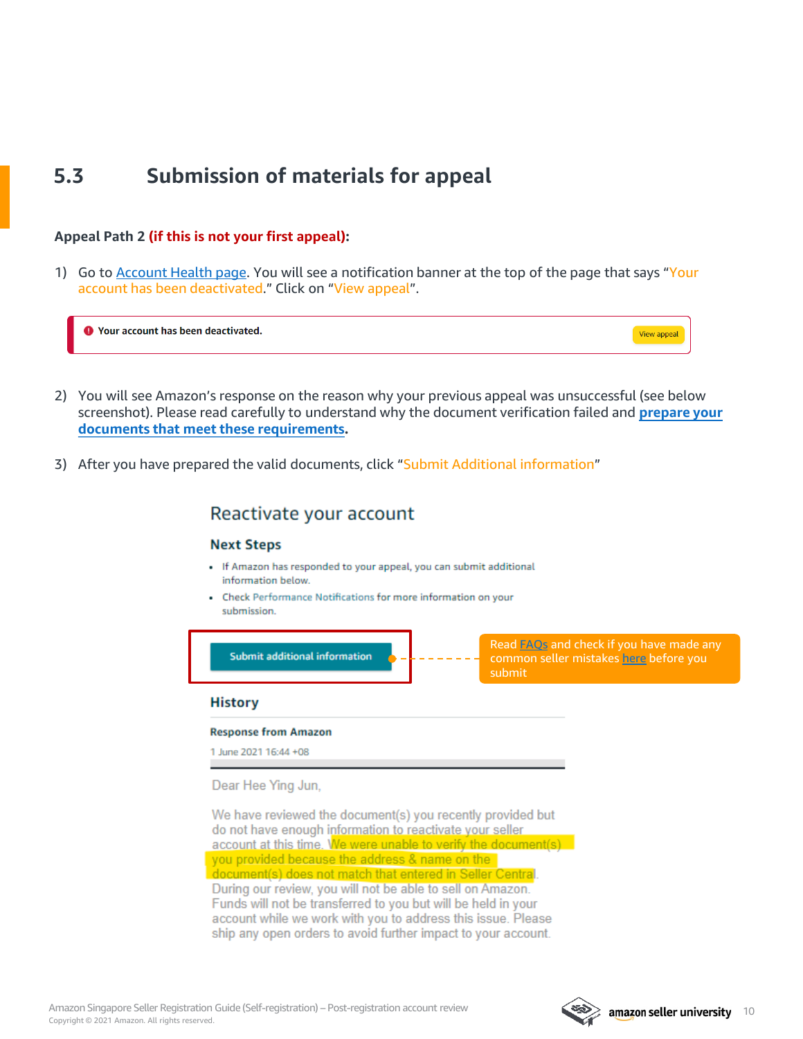## 5.3 Submission of materials for appeal

**Appeal Path 2 (if this is not your first appeal):**

1) Go to Account Health page. You will see a notification banner at the top of the page that says "Your account has been deactivated." Click on "View appeal".

Your account has been deactivated. View appeal

2) You will see Amazon's response on the reason why your previous appeal was unsuccessful (see below screenshot). Please read carefully to understand why the document verification failed and **prepare your documents that meet these requirements**.

3) After you have prepared the valid documents, click "Submit Additional information"

Reactivate your account

Next Steps

- If Amazon has responded to your appeal, you can submit additional information below.
- Check Performance Notifications for more information on your submission.

Submit additional information

Read FAQs and check if you have made any common seller mistakes here before you submit

History

Response from Amazon

1 June 2021 16:44 +08

Dear Hee Ying Jun,

We have reviewed the document(s) you recently provided but do not have enough information to reactivate your seller account at this time. We were unable to verify the document(s) you provided because the address & name on the document(s) does not match that entered in Seller Central. During our review, you will not be able to sell on Amazon. Funds will not be transferred to you but will be held in your account while we work with you to address this issue. Please ship any open orders to avoid further impact to your account.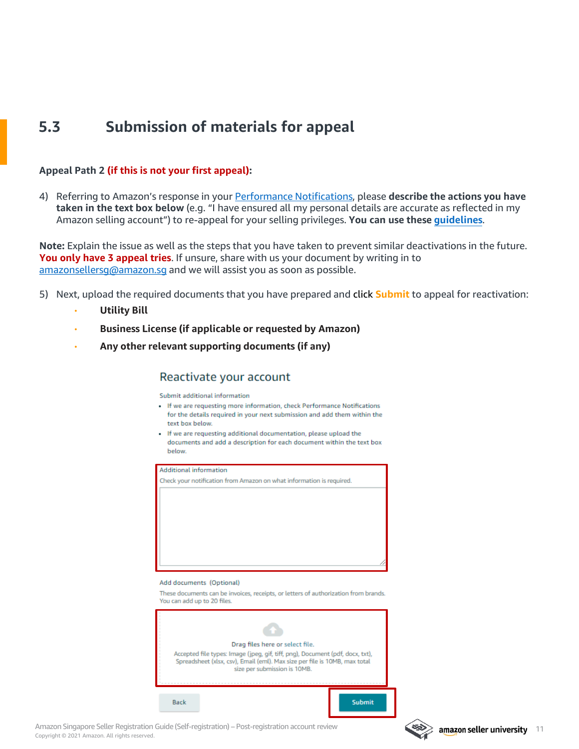## 5.3 Submission of materials for appeal

**Appeal Path 2 (if this is not your first appeal):**

4) Referring to Amazon's response in your Performance Notifications, please **describe the actions you have taken in the text box below** (e.g. "I have ensured all my personal details are accurate as reflected in my Amazon selling account") to re-appeal for your selling privileges. **You can use these guidelines**.

**Note:** Explain the issue as well as the steps that you have taken to prevent similar deactivations in the future. **You only have 3 appeal tries**. If unsure, share with us your document by writing in to amazonsellersg@amazon.sg and we will assist you as soon as possible.

5) Next, upload the required documents that you have prepared and click **Submit** to appeal for reactivation:

- **Utility Bill**
- **Business License (if applicable or requested by Amazon)**
- **Any other relevant supporting documents (if any)**

Reactivate your account

Submit additional information

- If we are requesting more information, check Performance Notifications for the details required in your next submission and add them within the text box below.
- If we are requesting additional documentation, please upload the documents and add a description for each document within the text box below.

Additional information

Check your notification from Amazon on what information is required.

Add documents (Optional)

These documents can be invoices, receipts, or letters of authorization from brands. You can add up to 20 files.

Drag files here or select file.

Accepted file types: Image (jpeg, gif, tiff, png), Document (pdf, docx, txt), Spreadsheet (xlsx, csv), Email (eml). Max size per file is 10MB, max total size per submission is 10MB.

Back | Submit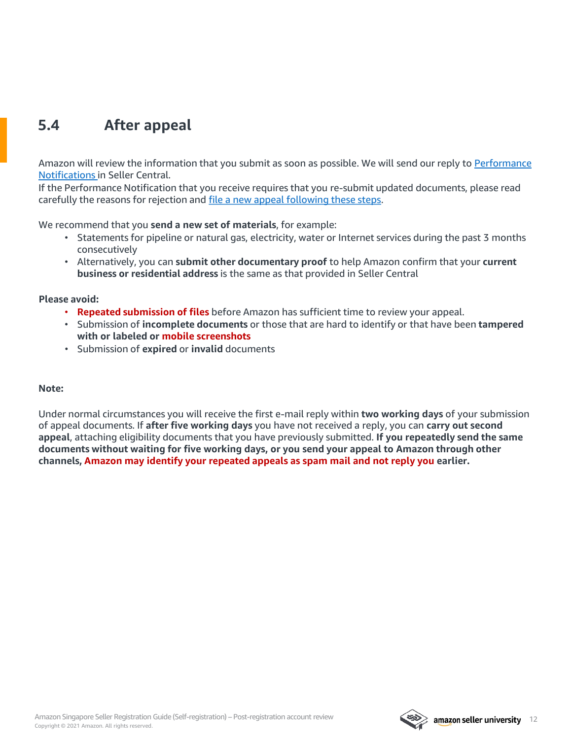## 5.4 After appeal

Amazon will review the information that you submit as soon as possible. We will send our reply to Performance Notifications in Seller Central.
If the Performance Notification that you receive requires that you re-submit updated documents, please read carefully the reasons for rejection and file a new appeal following these steps.

We recommend that you **send a new set of materials**, for example:

- Statements for pipeline or natural gas, electricity, water or Internet services during the past 3 months consecutively
- Alternatively, you can **submit other documentary proof** to help Amazon confirm that your **current business or residential address** is the same as that provided in Seller Central

**Please avoid:**

- **Repeated submission of files** before Amazon has sufficient time to review your appeal.
- Submission of **incomplete documents** or those that are hard to identify or that have been **tampered with or labeled or mobile screenshots**
- Submission of **expired** or **invalid** documents

**Note:**

Under normal circumstances you will receive the first e-mail reply within **two working days** of your submission of appeal documents. If **after five working days** you have not received a reply, you can **carry out second appeal**, attaching eligibility documents that you have previously submitted. **If you repeatedly send the same documents without waiting for five working days, or you send your appeal to Amazon through other channels, Amazon may identify your repeated appeals as spam mail and not reply you earlier.**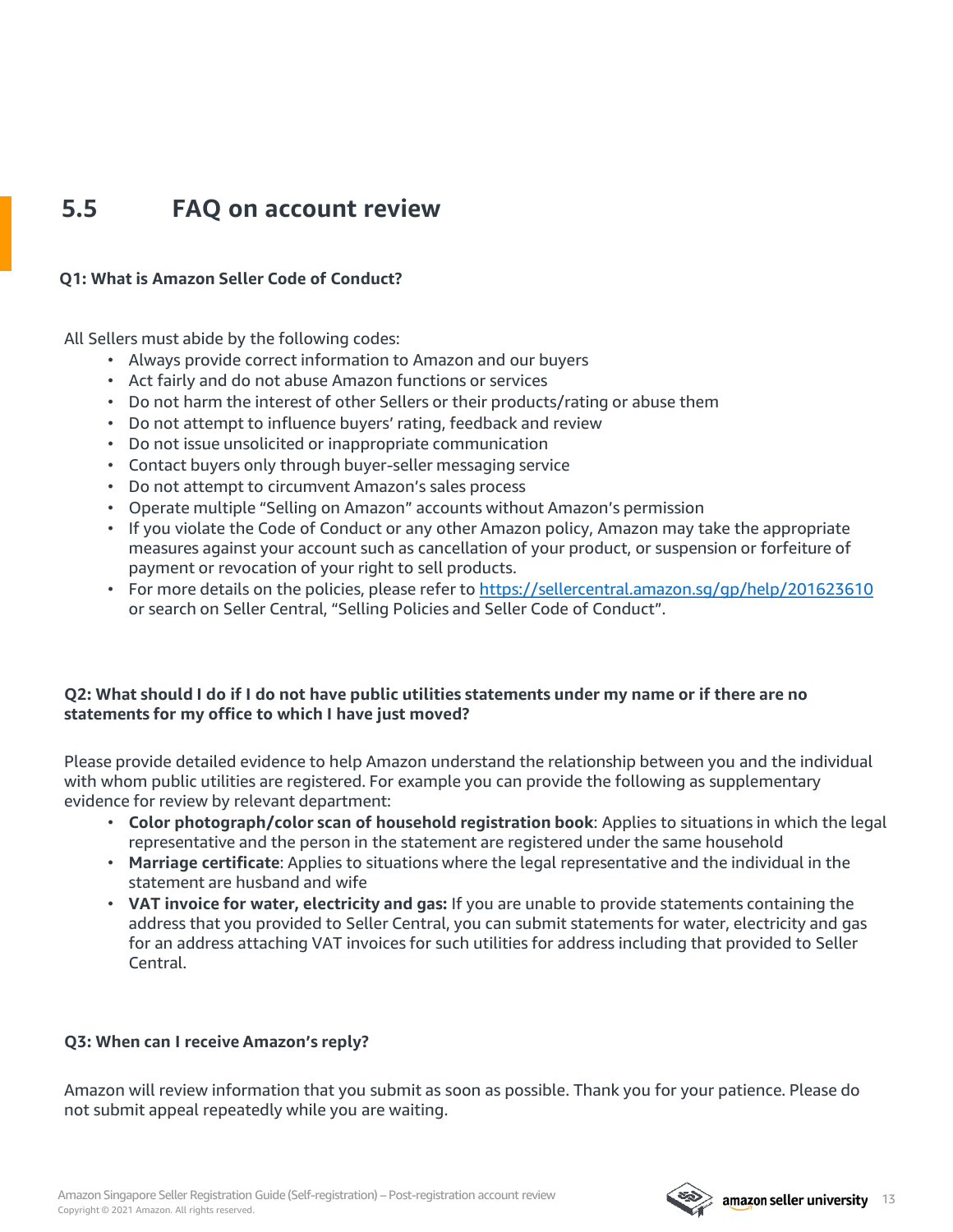## 5.5 FAQ on account review

**Q1: What is Amazon Seller Code of Conduct?**

All Sellers must abide by the following codes:

- Always provide correct information to Amazon and our buyers
- Act fairly and do not abuse Amazon functions or services
- Do not harm the interest of other Sellers or their products/rating or abuse them
- Do not attempt to influence buyers' rating, feedback and review
- Do not issue unsolicited or inappropriate communication
- Contact buyers only through buyer-seller messaging service
- Do not attempt to circumvent Amazon's sales process
- Operate multiple "Selling on Amazon" accounts without Amazon's permission
- If you violate the Code of Conduct or any other Amazon policy, Amazon may take the appropriate measures against your account such as cancellation of your product, or suspension or forfeiture of payment or revocation of your right to sell products.
- For more details on the policies, please refer to https://sellercentral.amazon.sg/gp/help/201623610 or search on Seller Central, "Selling Policies and Seller Code of Conduct".

**Q2: What should I do if I do not have public utilities statements under my name or if there are no statements for my office to which I have just moved?**

Please provide detailed evidence to help Amazon understand the relationship between you and the individual with whom public utilities are registered. For example you can provide the following as supplementary evidence for review by relevant department:

- **Color photograph/color scan of household registration book**: Applies to situations in which the legal representative and the person in the statement are registered under the same household
- **Marriage certificate**: Applies to situations where the legal representative and the individual in the statement are husband and wife
- **VAT invoice for water, electricity and gas:** If you are unable to provide statements containing the address that you provided to Seller Central, you can submit statements for water, electricity and gas for an address attaching VAT invoices for such utilities for address including that provided to Seller Central.

**Q3: When can I receive Amazon's reply?**

Amazon will review information that you submit as soon as possible. Thank you for your patience. Please do not submit appeal repeatedly while you are waiting.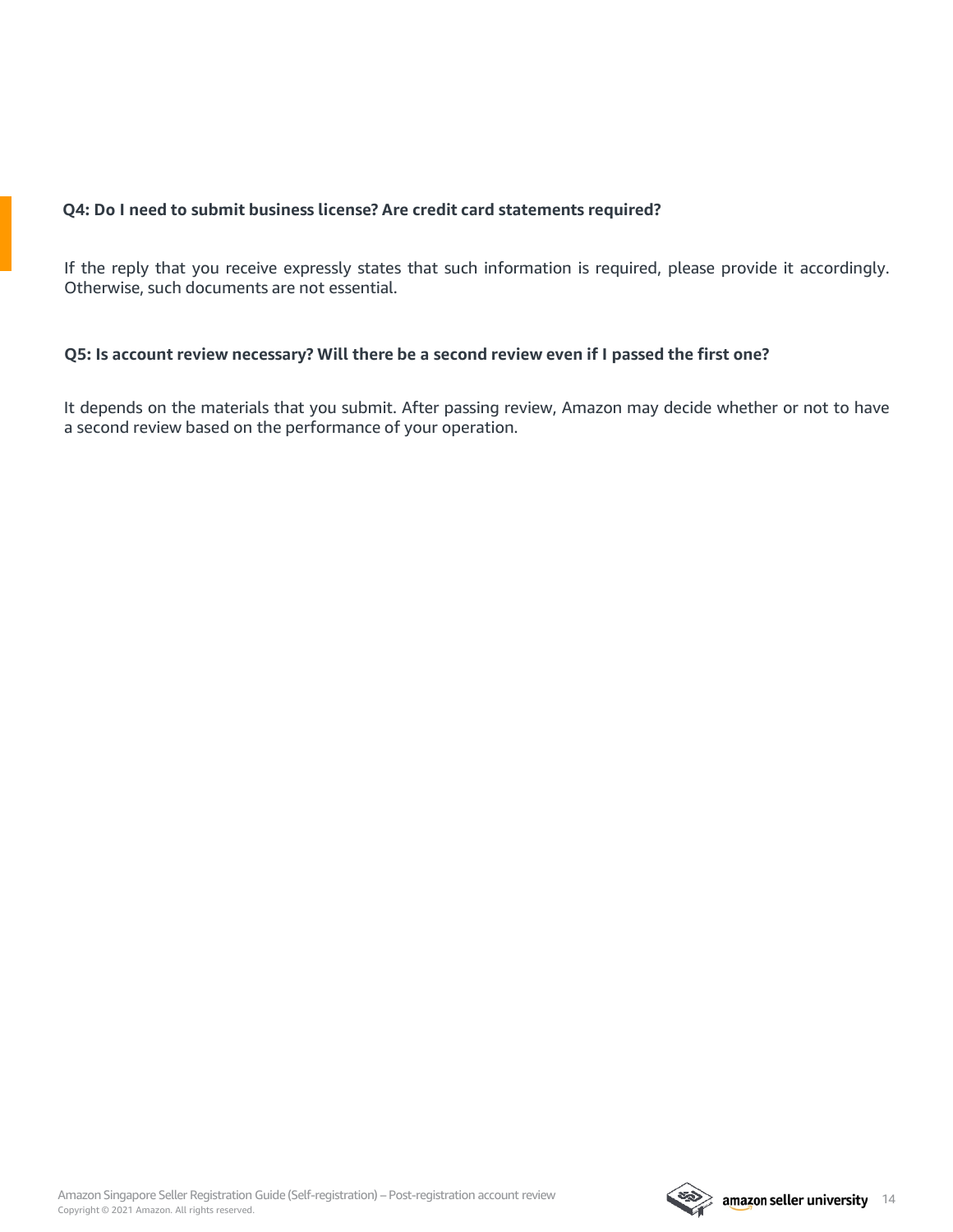**Q4: Do I need to submit business license? Are credit card statements required?**

If the reply that you receive expressly states that such information is required, please provide it accordingly. Otherwise, such documents are not essential.

**Q5: Is account review necessary? Will there be a second review even if I passed the first one?**

It depends on the materials that you submit. After passing review, Amazon may decide whether or not to have a second review based on the performance of your operation.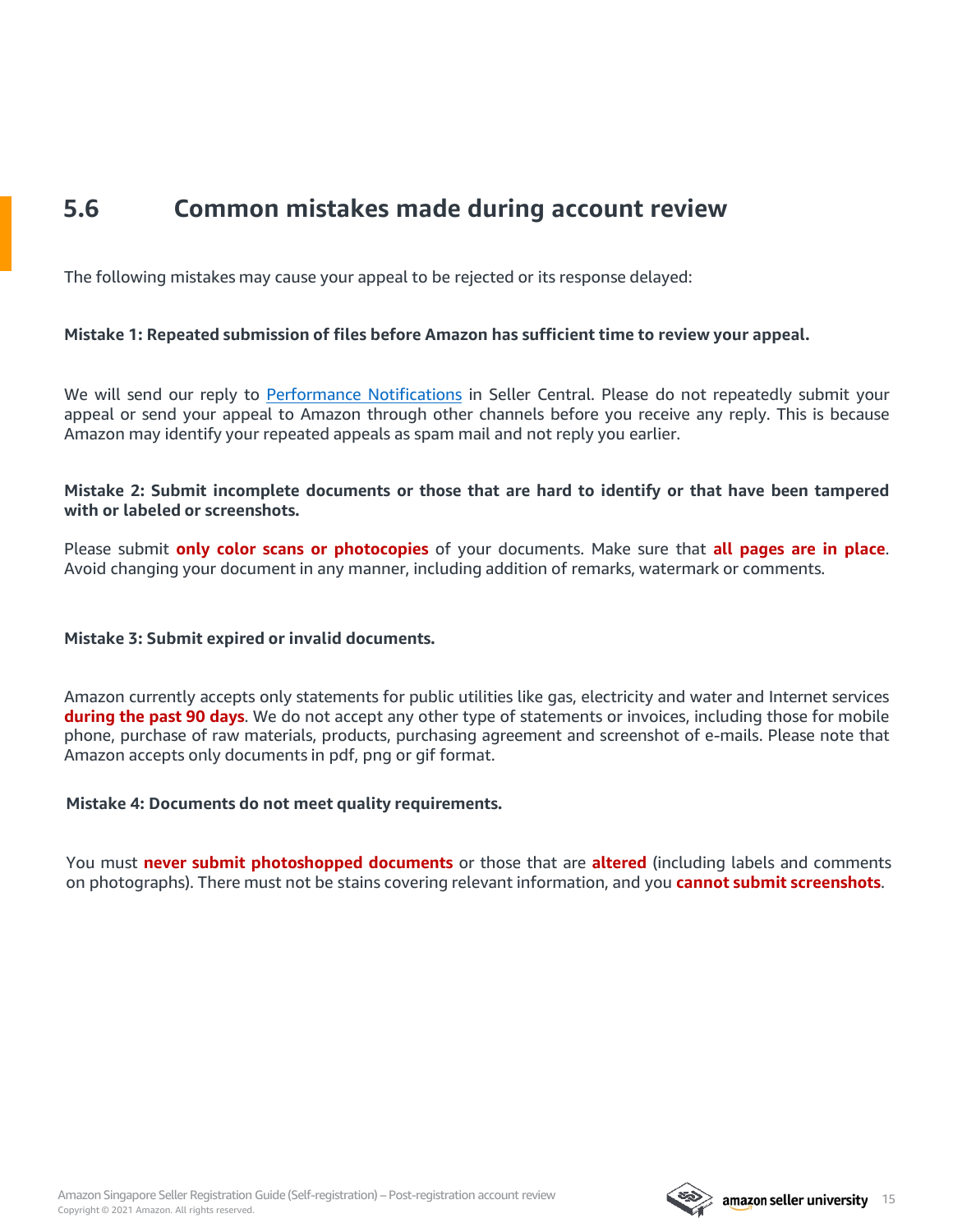## 5.6 Common mistakes made during account review

The following mistakes may cause your appeal to be rejected or its response delayed:

**Mistake 1: Repeated submission of files before Amazon has sufficient time to review your appeal.**

We will send our reply to Performance Notifications in Seller Central. Please do not repeatedly submit your appeal or send your appeal to Amazon through other channels before you receive any reply. This is because Amazon may identify your repeated appeals as spam mail and not reply you earlier.

**Mistake 2: Submit incomplete documents or those that are hard to identify or that have been tampered with or labeled or screenshots.**

Please submit **only color scans or photocopies** of your documents. Make sure that **all pages are in place**. Avoid changing your document in any manner, including addition of remarks, watermark or comments.

**Mistake 3: Submit expired or invalid documents.**

Amazon currently accepts only statements for public utilities like gas, electricity and water and Internet services **during the past 90 days**. We do not accept any other type of statements or invoices, including those for mobile phone, purchase of raw materials, products, purchasing agreement and screenshot of e-mails. Please note that Amazon accepts only documents in pdf, png or gif format.

**Mistake 4: Documents do not meet quality requirements.**

You must **never submit photoshopped documents** or those that are **altered** (including labels and comments on photographs). There must not be stains covering relevant information, and you **cannot submit screenshots**.